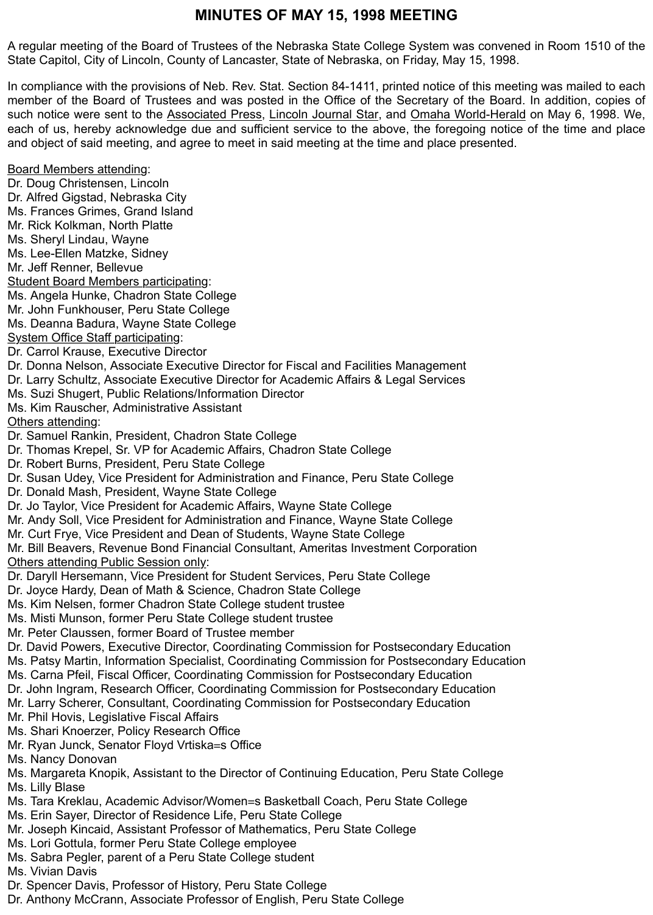# MINUTES OF MAY 15, 1998 MEETING

A regular meeting of the Board of Trustees of the Nebraska State College System was convened in Room 1510 of the State Capitol, City of Lincoln, County of Lancaster, State of Nebraska, on Friday, May 15, 1998.

In compliance with the provisions of Neb. Rev. Stat. Section 84-1411, printed notice of this meeting was mailed to each member of the Board of Trustees and was posted in the Office of the Secretary of the Board. In addition, copies of such notice were sent to the Associated Press, Lincoln Journal Star, and Omaha World-Herald on May 6, 1998. We, each of us, hereby acknowledge due and sufficient service to the above, the foregoing notice of the time and place and object of said meeting, and agree to meet in said meeting at the time and place presented.

Board Members attending:
Dr. Doug Christensen, Lincoln
Dr. Alfred Gigstad, Nebraska City
Ms. Frances Grimes, Grand Island
Mr. Rick Kolkman, North Platte
Ms. Sheryl Lindau, Wayne
Ms. Lee-Ellen Matzke, Sidney
Mr. Jeff Renner, Bellevue

Student Board Members participating:
Ms. Angela Hunke, Chadron State College
Mr. John Funkhouser, Peru State College
Ms. Deanna Badura, Wayne State College

System Office Staff participating:
Dr. Carrol Krause, Executive Director
Dr. Donna Nelson, Associate Executive Director for Fiscal and Facilities Management
Dr. Larry Schultz, Associate Executive Director for Academic Affairs & Legal Services
Ms. Suzi Shugert, Public Relations/Information Director
Ms. Kim Rauscher, Administrative Assistant

Others attending:
Dr. Samuel Rankin, President, Chadron State College
Dr. Thomas Krepel, Sr. VP for Academic Affairs, Chadron State College
Dr. Robert Burns, President, Peru State College
Dr. Susan Udey, Vice President for Administration and Finance, Peru State College
Dr. Donald Mash, President, Wayne State College
Dr. Jo Taylor, Vice President for Academic Affairs, Wayne State College
Mr. Andy Soll, Vice President for Administration and Finance, Wayne State College
Mr. Curt Frye, Vice President and Dean of Students, Wayne State College
Mr. Bill Beavers, Revenue Bond Financial Consultant, Ameritas Investment Corporation

Others attending Public Session only:
Dr. Daryll Hersemann, Vice President for Student Services, Peru State College
Dr. Joyce Hardy, Dean of Math & Science, Chadron State College
Ms. Kim Nelsen, former Chadron State College student trustee
Ms. Misti Munson, former Peru State College student trustee
Mr. Peter Claussen, former Board of Trustee member
Dr. David Powers, Executive Director, Coordinating Commission for Postsecondary Education
Ms. Patsy Martin, Information Specialist, Coordinating Commission for Postsecondary Education
Ms. Carna Pfeil, Fiscal Officer, Coordinating Commission for Postsecondary Education
Dr. John Ingram, Research Officer, Coordinating Commission for Postsecondary Education
Mr. Larry Scherer, Consultant, Coordinating Commission for Postsecondary Education
Mr. Phil Hovis, Legislative Fiscal Affairs
Ms. Shari Knoerzer, Policy Research Office
Mr. Ryan Junck, Senator Floyd Vrtiska=s Office
Ms. Nancy Donovan
Ms. Margareta Knopik, Assistant to the Director of Continuing Education, Peru State College
Ms. Lilly Blase
Ms. Tara Kreklau, Academic Advisor/Women=s Basketball Coach, Peru State College
Ms. Erin Sayer, Director of Residence Life, Peru State College
Mr. Joseph Kincaid, Assistant Professor of Mathematics, Peru State College
Ms. Lori Gottula, former Peru State College employee
Ms. Sabra Pegler, parent of a Peru State College student
Ms. Vivian Davis
Dr. Spencer Davis, Professor of History, Peru State College
Dr. Anthony McCrann, Associate Professor of English, Peru State College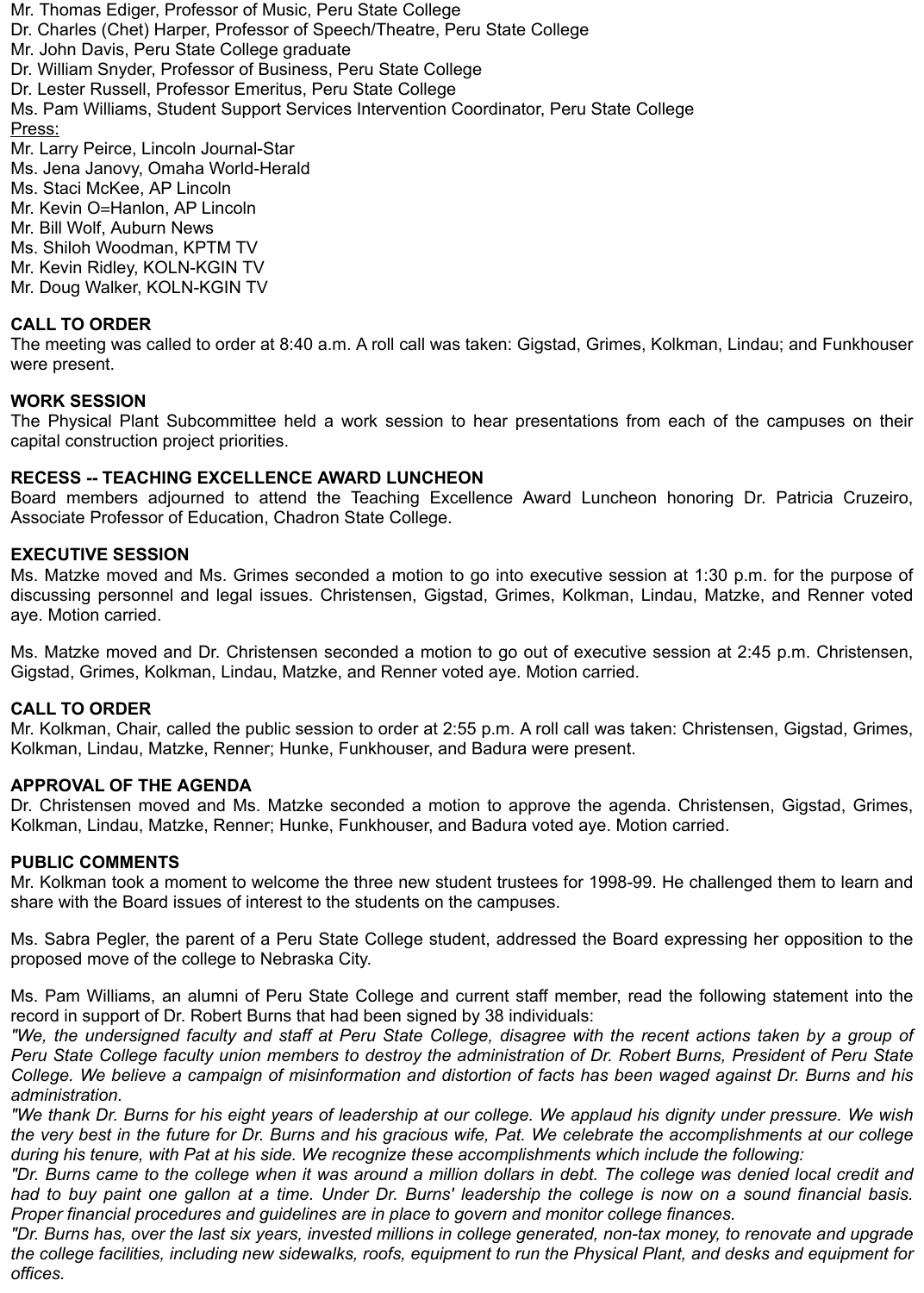Mr. Thomas Ediger, Professor of Music, Peru State College
Dr. Charles (Chet) Harper, Professor of Speech/Theatre, Peru State College
Mr. John Davis, Peru State College graduate
Dr. William Snyder, Professor of Business, Peru State College
Dr. Lester Russell, Professor Emeritus, Peru State College
Ms. Pam Williams, Student Support Services Intervention Coordinator, Peru State College

Press:

Mr. Larry Peirce, Lincoln Journal-Star
Ms. Jena Janovy, Omaha World-Herald
Ms. Staci McKee, AP Lincoln
Mr. Kevin O=Hanlon, AP Lincoln
Mr. Bill Wolf, Auburn News
Ms. Shiloh Woodman, KPTM TV
Mr. Kevin Ridley, KOLN-KGIN TV
Mr. Doug Walker, KOLN-KGIN TV

**CALL TO ORDER**

The meeting was called to order at 8:40 a.m. A roll call was taken: Gigstad, Grimes, Kolkman, Lindau; and Funkhouser were present.

**WORK SESSION**

The Physical Plant Subcommittee held a work session to hear presentations from each of the campuses on their capital construction project priorities.

**RECESS -- TEACHING EXCELLENCE AWARD LUNCHEON**

Board members adjourned to attend the Teaching Excellence Award Luncheon honoring Dr. Patricia Cruzeiro, Associate Professor of Education, Chadron State College.

**EXECUTIVE SESSION**

Ms. Matzke moved and Ms. Grimes seconded a motion to go into executive session at 1:30 p.m. for the purpose of discussing personnel and legal issues. Christensen, Gigstad, Grimes, Kolkman, Lindau, Matzke, and Renner voted aye. Motion carried.

Ms. Matzke moved and Dr. Christensen seconded a motion to go out of executive session at 2:45 p.m. Christensen, Gigstad, Grimes, Kolkman, Lindau, Matzke, and Renner voted aye. Motion carried.

**CALL TO ORDER**

Mr. Kolkman, Chair, called the public session to order at 2:55 p.m. A roll call was taken: Christensen, Gigstad, Grimes, Kolkman, Lindau, Matzke, Renner; Hunke, Funkhouser, and Badura were present.

**APPROVAL OF THE AGENDA**

Dr. Christensen moved and Ms. Matzke seconded a motion to approve the agenda. Christensen, Gigstad, Grimes, Kolkman, Lindau, Matzke, Renner; Hunke, Funkhouser, and Badura voted aye. Motion carried.

**PUBLIC COMMENTS**

Mr. Kolkman took a moment to welcome the three new student trustees for 1998-99. He challenged them to learn and share with the Board issues of interest to the students on the campuses.

Ms. Sabra Pegler, the parent of a Peru State College student, addressed the Board expressing her opposition to the proposed move of the college to Nebraska City.

Ms. Pam Williams, an alumni of Peru State College and current staff member, read the following statement into the record in support of Dr. Robert Burns that had been signed by 38 individuals:

*"We, the undersigned faculty and staff at Peru State College, disagree with the recent actions taken by a group of Peru State College faculty union members to destroy the administration of Dr. Robert Burns, President of Peru State College. We believe a campaign of misinformation and distortion of facts has been waged against Dr. Burns and his administration.*

*"We thank Dr. Burns for his eight years of leadership at our college. We applaud his dignity under pressure. We wish the very best in the future for Dr. Burns and his gracious wife, Pat. We celebrate the accomplishments at our college during his tenure, with Pat at his side. We recognize these accomplishments which include the following:*

*"Dr. Burns came to the college when it was around a million dollars in debt. The college was denied local credit and had to buy paint one gallon at a time. Under Dr. Burns' leadership the college is now on a sound financial basis. Proper financial procedures and guidelines are in place to govern and monitor college finances.*

*"Dr. Burns has, over the last six years, invested millions in college generated, non-tax money, to renovate and upgrade the college facilities, including new sidewalks, roofs, equipment to run the Physical Plant, and desks and equipment for offices.*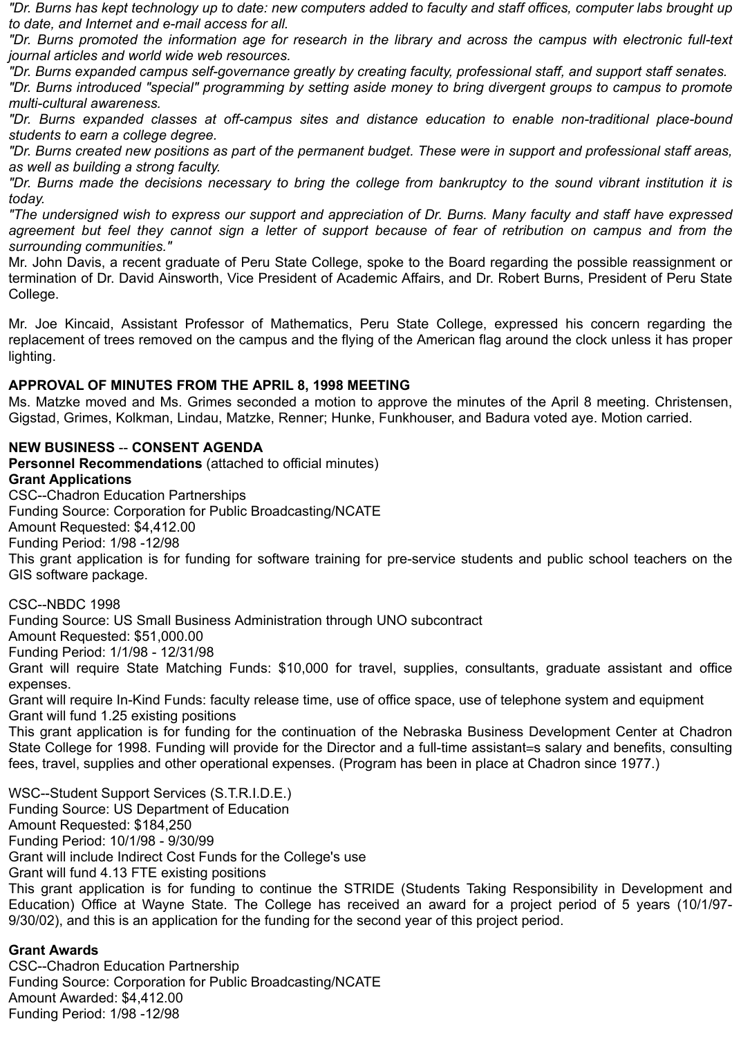*"Dr. Burns has kept technology up to date: new computers added to faculty and staff offices, computer labs brought up to date, and Internet and e-mail access for all.*

*"Dr. Burns promoted the information age for research in the library and across the campus with electronic full-text journal articles and world wide web resources.*

*"Dr. Burns expanded campus self-governance greatly by creating faculty, professional staff, and support staff senates.*

*"Dr. Burns introduced "special" programming by setting aside money to bring divergent groups to campus to promote multi-cultural awareness.*

*"Dr. Burns expanded classes at off-campus sites and distance education to enable non-traditional place-bound students to earn a college degree.*

*"Dr. Burns created new positions as part of the permanent budget. These were in support and professional staff areas, as well as building a strong faculty.*

*"Dr. Burns made the decisions necessary to bring the college from bankruptcy to the sound vibrant institution it is today.*

*"The undersigned wish to express our support and appreciation of Dr. Burns. Many faculty and staff have expressed agreement but feel they cannot sign a letter of support because of fear of retribution on campus and from the surrounding communities."*

Mr. John Davis, a recent graduate of Peru State College, spoke to the Board regarding the possible reassignment or termination of Dr. David Ainsworth, Vice President of Academic Affairs, and Dr. Robert Burns, President of Peru State College.

Mr. Joe Kincaid, Assistant Professor of Mathematics, Peru State College, expressed his concern regarding the replacement of trees removed on the campus and the flying of the American flag around the clock unless it has proper lighting.

**APPROVAL OF MINUTES FROM THE APRIL 8, 1998 MEETING**

Ms. Matzke moved and Ms. Grimes seconded a motion to approve the minutes of the April 8 meeting. Christensen, Gigstad, Grimes, Kolkman, Lindau, Matzke, Renner; Hunke, Funkhouser, and Badura voted aye. Motion carried.

**NEW BUSINESS -- CONSENT AGENDA**

**Personnel Recommendations** (attached to official minutes)

**Grant Applications**

CSC--Chadron Education Partnerships
Funding Source: Corporation for Public Broadcasting/NCATE
Amount Requested: $4,412.00
Funding Period: 1/98 -12/98
This grant application is for funding for software training for pre-service students and public school teachers on the GIS software package.

CSC--NBDC 1998
Funding Source: US Small Business Administration through UNO subcontract
Amount Requested: $51,000.00
Funding Period: 1/1/98 - 12/31/98
Grant will require State Matching Funds: $10,000 for travel, supplies, consultants, graduate assistant and office expenses.
Grant will require In-Kind Funds: faculty release time, use of office space, use of telephone system and equipment
Grant will fund 1.25 existing positions
This grant application is for funding for the continuation of the Nebraska Business Development Center at Chadron State College for 1998. Funding will provide for the Director and a full-time assistant=s salary and benefits, consulting fees, travel, supplies and other operational expenses. (Program has been in place at Chadron since 1977.)

WSC--Student Support Services (S.T.R.I.D.E.)
Funding Source: US Department of Education
Amount Requested: $184,250
Funding Period: 10/1/98 - 9/30/99
Grant will include Indirect Cost Funds for the College's use
Grant will fund 4.13 FTE existing positions
This grant application is for funding to continue the STRIDE (Students Taking Responsibility in Development and Education) Office at Wayne State. The College has received an award for a project period of 5 years (10/1/97-9/30/02), and this is an application for the funding for the second year of this project period.

**Grant Awards**

CSC--Chadron Education Partnership
Funding Source: Corporation for Public Broadcasting/NCATE
Amount Awarded: $4,412.00
Funding Period: 1/98 -12/98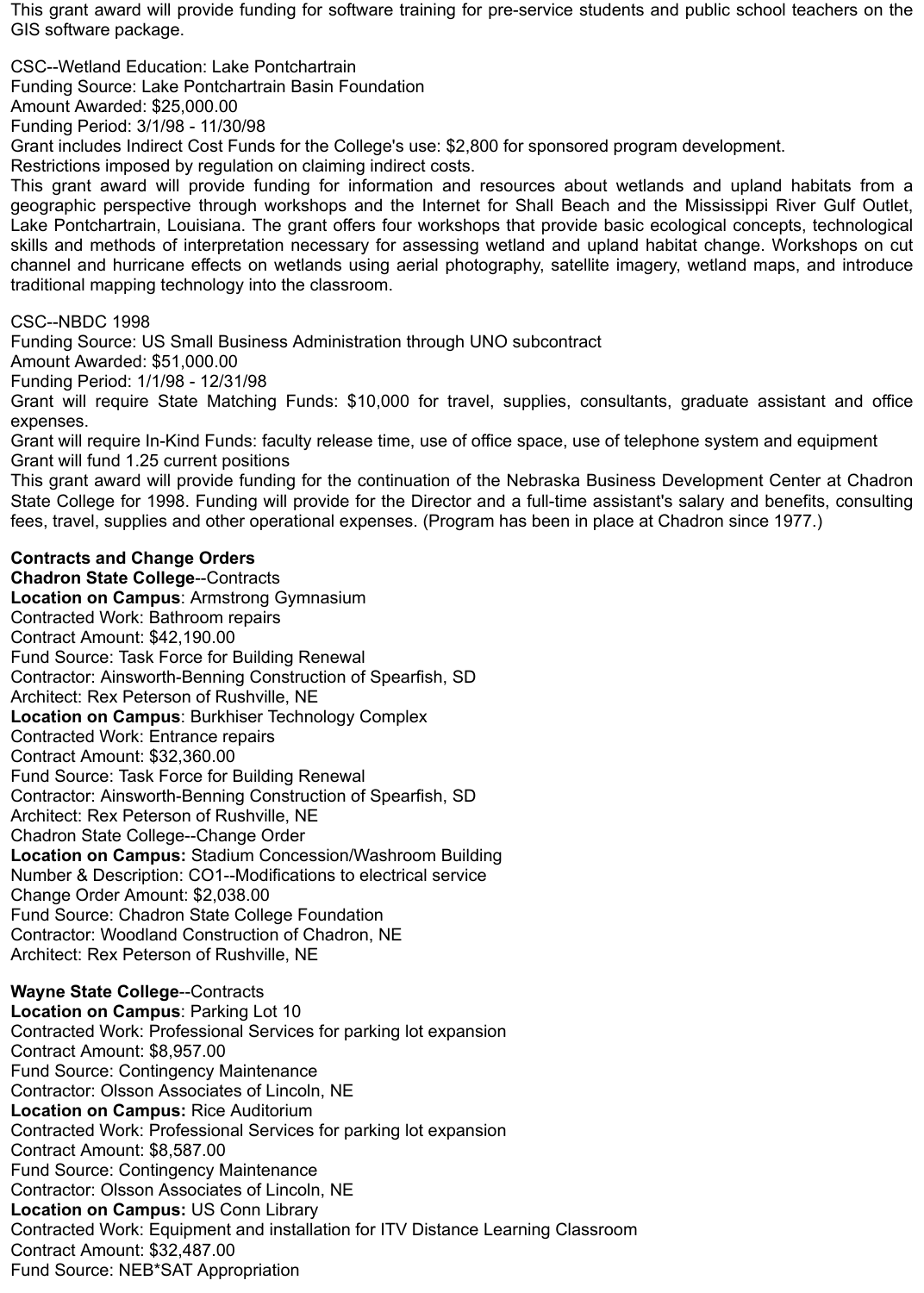This grant award will provide funding for software training for pre-service students and public school teachers on the GIS software package.

CSC--Wetland Education: Lake Pontchartrain
Funding Source: Lake Pontchartrain Basin Foundation
Amount Awarded: $25,000.00
Funding Period: 3/1/98 - 11/30/98
Grant includes Indirect Cost Funds for the College's use: $2,800 for sponsored program development.
Restrictions imposed by regulation on claiming indirect costs.
This grant award will provide funding for information and resources about wetlands and upland habitats from a geographic perspective through workshops and the Internet for Shall Beach and the Mississippi River Gulf Outlet, Lake Pontchartrain, Louisiana. The grant offers four workshops that provide basic ecological concepts, technological skills and methods of interpretation necessary for assessing wetland and upland habitat change. Workshops on cut channel and hurricane effects on wetlands using aerial photography, satellite imagery, wetland maps, and introduce traditional mapping technology into the classroom.

CSC--NBDC 1998
Funding Source: US Small Business Administration through UNO subcontract
Amount Awarded: $51,000.00
Funding Period: 1/1/98 - 12/31/98
Grant will require State Matching Funds: $10,000 for travel, supplies, consultants, graduate assistant and office expenses.
Grant will require In-Kind Funds: faculty release time, use of office space, use of telephone system and equipment
Grant will fund 1.25 current positions
This grant award will provide funding for the continuation of the Nebraska Business Development Center at Chadron State College for 1998. Funding will provide for the Director and a full-time assistant's salary and benefits, consulting fees, travel, supplies and other operational expenses. (Program has been in place at Chadron since 1977.)

**Contracts and Change Orders**
**Chadron State College**--Contracts
**Location on Campus**: Armstrong Gymnasium
Contracted Work: Bathroom repairs
Contract Amount: $42,190.00
Fund Source: Task Force for Building Renewal
Contractor: Ainsworth-Benning Construction of Spearfish, SD
Architect: Rex Peterson of Rushville, NE
**Location on Campus**: Burkhiser Technology Complex
Contracted Work: Entrance repairs
Contract Amount: $32,360.00
Fund Source: Task Force for Building Renewal
Contractor: Ainsworth-Benning Construction of Spearfish, SD
Architect: Rex Peterson of Rushville, NE
Chadron State College--Change Order
**Location on Campus:** Stadium Concession/Washroom Building
Number & Description: CO1--Modifications to electrical service
Change Order Amount: $2,038.00
Fund Source: Chadron State College Foundation
Contractor: Woodland Construction of Chadron, NE
Architect: Rex Peterson of Rushville, NE

**Wayne State College**--Contracts
**Location on Campus**: Parking Lot 10
Contracted Work: Professional Services for parking lot expansion
Contract Amount: $8,957.00
Fund Source: Contingency Maintenance
Contractor: Olsson Associates of Lincoln, NE
**Location on Campus:** Rice Auditorium
Contracted Work: Professional Services for parking lot expansion
Contract Amount: $8,587.00
Fund Source: Contingency Maintenance
Contractor: Olsson Associates of Lincoln, NE
**Location on Campus:** US Conn Library
Contracted Work: Equipment and installation for ITV Distance Learning Classroom
Contract Amount: $32,487.00
Fund Source: NEB*SAT Appropriation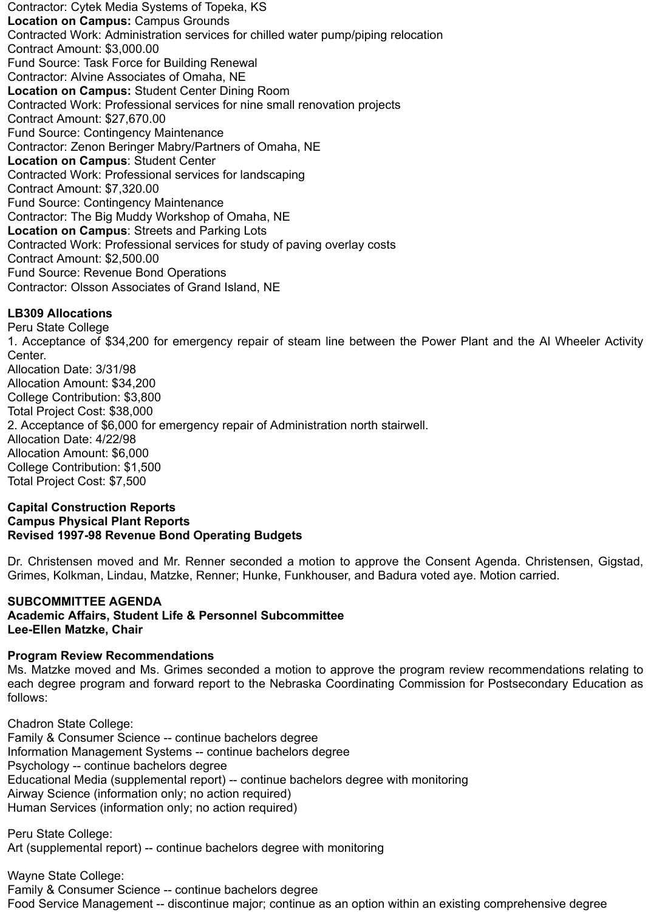Contractor: Cytek Media Systems of Topeka, KS
**Location on Campus:** Campus Grounds
Contracted Work: Administration services for chilled water pump/piping relocation
Contract Amount: $3,000.00
Fund Source: Task Force for Building Renewal
Contractor: Alvine Associates of Omaha, NE
**Location on Campus:** Student Center Dining Room
Contracted Work: Professional services for nine small renovation projects
Contract Amount: $27,670.00
Fund Source: Contingency Maintenance
Contractor: Zenon Beringer Mabry/Partners of Omaha, NE
**Location on Campus**: Student Center
Contracted Work: Professional services for landscaping
Contract Amount: $7,320.00
Fund Source: Contingency Maintenance
Contractor: The Big Muddy Workshop of Omaha, NE
**Location on Campus**: Streets and Parking Lots
Contracted Work: Professional services for study of paving overlay costs
Contract Amount: $2,500.00
Fund Source: Revenue Bond Operations
Contractor: Olsson Associates of Grand Island, NE

**LB309 Allocations**
Peru State College
1. Acceptance of $34,200 for emergency repair of steam line between the Power Plant and the Al Wheeler Activity Center.
Allocation Date: 3/31/98
Allocation Amount: $34,200
College Contribution: $3,800
Total Project Cost: $38,000
2. Acceptance of $6,000 for emergency repair of Administration north stairwell.
Allocation Date: 4/22/98
Allocation Amount: $6,000
College Contribution: $1,500
Total Project Cost: $7,500

**Capital Construction Reports**
**Campus Physical Plant Reports**
**Revised 1997-98 Revenue Bond Operating Budgets**

Dr. Christensen moved and Mr. Renner seconded a motion to approve the Consent Agenda. Christensen, Gigstad, Grimes, Kolkman, Lindau, Matzke, Renner; Hunke, Funkhouser, and Badura voted aye. Motion carried.

**SUBCOMMITTEE AGENDA**
**Academic Affairs, Student Life & Personnel Subcommittee**
**Lee-Ellen Matzke, Chair**

**Program Review Recommendations**
Ms. Matzke moved and Ms. Grimes seconded a motion to approve the program review recommendations relating to each degree program and forward report to the Nebraska Coordinating Commission for Postsecondary Education as follows:

Chadron State College:
Family & Consumer Science -- continue bachelors degree
Information Management Systems -- continue bachelors degree
Psychology -- continue bachelors degree
Educational Media (supplemental report) -- continue bachelors degree with monitoring
Airway Science (information only; no action required)
Human Services (information only; no action required)

Peru State College:
Art (supplemental report) -- continue bachelors degree with monitoring

Wayne State College:
Family & Consumer Science -- continue bachelors degree
Food Service Management -- discontinue major; continue as an option within an existing comprehensive degree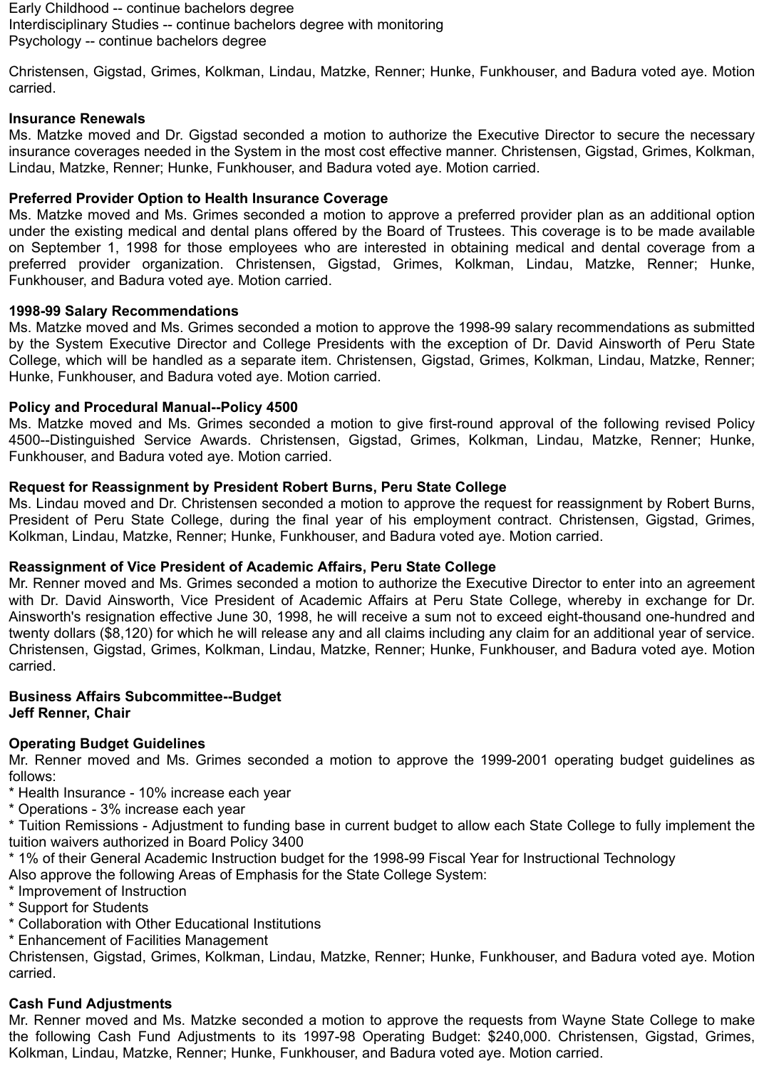Early Childhood -- continue bachelors degree
Interdisciplinary Studies -- continue bachelors degree with monitoring
Psychology -- continue bachelors degree

Christensen, Gigstad, Grimes, Kolkman, Lindau, Matzke, Renner; Hunke, Funkhouser, and Badura voted aye. Motion carried.

**Insurance Renewals**
Ms. Matzke moved and Dr. Gigstad seconded a motion to authorize the Executive Director to secure the necessary insurance coverages needed in the System in the most cost effective manner. Christensen, Gigstad, Grimes, Kolkman, Lindau, Matzke, Renner; Hunke, Funkhouser, and Badura voted aye. Motion carried.

**Preferred Provider Option to Health Insurance Coverage**
Ms. Matzke moved and Ms. Grimes seconded a motion to approve a preferred provider plan as an additional option under the existing medical and dental plans offered by the Board of Trustees. This coverage is to be made available on September 1, 1998 for those employees who are interested in obtaining medical and dental coverage from a preferred provider organization. Christensen, Gigstad, Grimes, Kolkman, Lindau, Matzke, Renner; Hunke, Funkhouser, and Badura voted aye. Motion carried.

**1998-99 Salary Recommendations**
Ms. Matzke moved and Ms. Grimes seconded a motion to approve the 1998-99 salary recommendations as submitted by the System Executive Director and College Presidents with the exception of Dr. David Ainsworth of Peru State College, which will be handled as a separate item. Christensen, Gigstad, Grimes, Kolkman, Lindau, Matzke, Renner; Hunke, Funkhouser, and Badura voted aye. Motion carried.

**Policy and Procedural Manual--Policy 4500**
Ms. Matzke moved and Ms. Grimes seconded a motion to give first-round approval of the following revised Policy 4500--Distinguished Service Awards. Christensen, Gigstad, Grimes, Kolkman, Lindau, Matzke, Renner; Hunke, Funkhouser, and Badura voted aye. Motion carried.

**Request for Reassignment by President Robert Burns, Peru State College**
Ms. Lindau moved and Dr. Christensen seconded a motion to approve the request for reassignment by Robert Burns, President of Peru State College, during the final year of his employment contract. Christensen, Gigstad, Grimes, Kolkman, Lindau, Matzke, Renner; Hunke, Funkhouser, and Badura voted aye. Motion carried.

**Reassignment of Vice President of Academic Affairs, Peru State College**
Mr. Renner moved and Ms. Grimes seconded a motion to authorize the Executive Director to enter into an agreement with Dr. David Ainsworth, Vice President of Academic Affairs at Peru State College, whereby in exchange for Dr. Ainsworth's resignation effective June 30, 1998, he will receive a sum not to exceed eight-thousand one-hundred and twenty dollars ($8,120) for which he will release any and all claims including any claim for an additional year of service. Christensen, Gigstad, Grimes, Kolkman, Lindau, Matzke, Renner; Hunke, Funkhouser, and Badura voted aye. Motion carried.

**Business Affairs Subcommittee--Budget**
**Jeff Renner, Chair**

**Operating Budget Guidelines**
Mr. Renner moved and Ms. Grimes seconded a motion to approve the 1999-2001 operating budget guidelines as follows:
* Health Insurance - 10% increase each year
* Operations - 3% increase each year
* Tuition Remissions - Adjustment to funding base in current budget to allow each State College to fully implement the tuition waivers authorized in Board Policy 3400
* 1% of their General Academic Instruction budget for the 1998-99 Fiscal Year for Instructional Technology

Also approve the following Areas of Emphasis for the State College System:
* Improvement of Instruction
* Support for Students
* Collaboration with Other Educational Institutions
* Enhancement of Facilities Management

Christensen, Gigstad, Grimes, Kolkman, Lindau, Matzke, Renner; Hunke, Funkhouser, and Badura voted aye. Motion carried.

**Cash Fund Adjustments**
Mr. Renner moved and Ms. Matzke seconded a motion to approve the requests from Wayne State College to make the following Cash Fund Adjustments to its 1997-98 Operating Budget: $240,000. Christensen, Gigstad, Grimes, Kolkman, Lindau, Matzke, Renner; Hunke, Funkhouser, and Badura voted aye. Motion carried.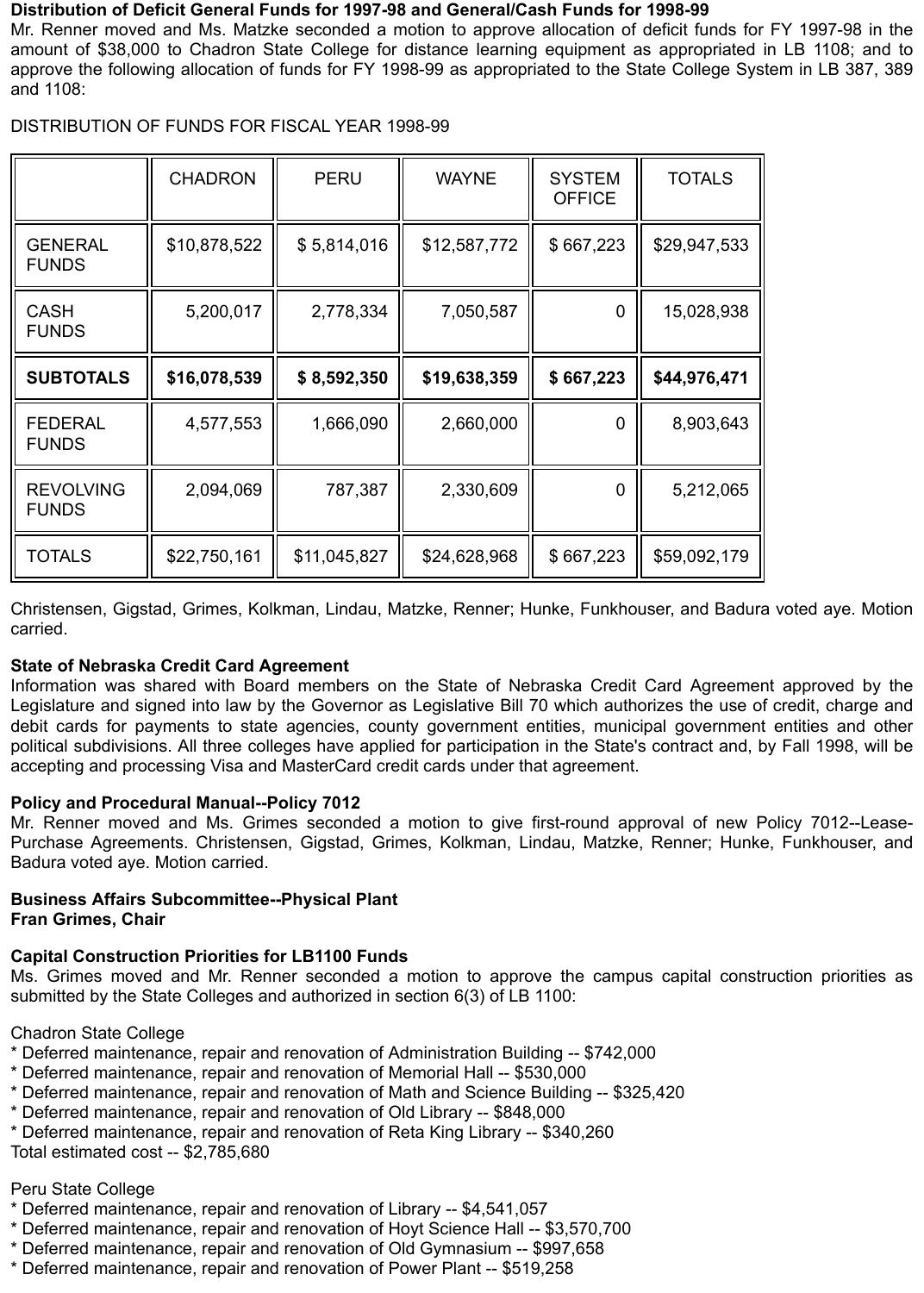**Distribution of Deficit General Funds for 1997-98 and General/Cash Funds for 1998-99**
Mr. Renner moved and Ms. Matzke seconded a motion to approve allocation of deficit funds for FY 1997-98 in the amount of $38,000 to Chadron State College for distance learning equipment as appropriated in LB 1108; and to approve the following allocation of funds for FY 1998-99 as appropriated to the State College System in LB 387, 389 and 1108:

DISTRIBUTION OF FUNDS FOR FISCAL YEAR 1998-99

| | CHADRON | PERU | WAYNE | SYSTEM OFFICE | TOTALS |
|---|---|---|---|---|---|
| GENERAL FUNDS | $10,878,522 | $ 5,814,016 | $12,587,772 | $ 667,223 | $29,947,533 |
| CASH FUNDS | 5,200,017 | 2,778,334 | 7,050,587 | 0 | 15,028,938 |
| **SUBTOTALS** | **$16,078,539** | **$ 8,592,350** | **$19,638,359** | **$ 667,223** | **$44,976,471** |
| FEDERAL FUNDS | 4,577,553 | 1,666,090 | 2,660,000 | 0 | 8,903,643 |
| REVOLVING FUNDS | 2,094,069 | 787,387 | 2,330,609 | 0 | 5,212,065 |
| TOTALS | $22,750,161 | $11,045,827 | $24,628,968 | $ 667,223 | $59,092,179 |

Christensen, Gigstad, Grimes, Kolkman, Lindau, Matzke, Renner; Hunke, Funkhouser, and Badura voted aye. Motion carried.

**State of Nebraska Credit Card Agreement**
Information was shared with Board members on the State of Nebraska Credit Card Agreement approved by the Legislature and signed into law by the Governor as Legislative Bill 70 which authorizes the use of credit, charge and debit cards for payments to state agencies, county government entities, municipal government entities and other political subdivisions. All three colleges have applied for participation in the State's contract and, by Fall 1998, will be accepting and processing Visa and MasterCard credit cards under that agreement.

**Policy and Procedural Manual--Policy 7012**
Mr. Renner moved and Ms. Grimes seconded a motion to give first-round approval of new Policy 7012--Lease-Purchase Agreements. Christensen, Gigstad, Grimes, Kolkman, Lindau, Matzke, Renner; Hunke, Funkhouser, and Badura voted aye. Motion carried.

**Business Affairs Subcommittee--Physical Plant**
**Fran Grimes, Chair**

**Capital Construction Priorities for LB1100 Funds**
Ms. Grimes moved and Mr. Renner seconded a motion to approve the campus capital construction priorities as submitted by the State Colleges and authorized in section 6(3) of LB 1100:

Chadron State College
* Deferred maintenance, repair and renovation of Administration Building -- $742,000
* Deferred maintenance, repair and renovation of Memorial Hall -- $530,000
* Deferred maintenance, repair and renovation of Math and Science Building -- $325,420
* Deferred maintenance, repair and renovation of Old Library -- $848,000
* Deferred maintenance, repair and renovation of Reta King Library -- $340,260

Total estimated cost -- $2,785,680

Peru State College
* Deferred maintenance, repair and renovation of Library -- $4,541,057
* Deferred maintenance, repair and renovation of Hoyt Science Hall -- $3,570,700
* Deferred maintenance, repair and renovation of Old Gymnasium -- $997,658
* Deferred maintenance, repair and renovation of Power Plant -- $519,258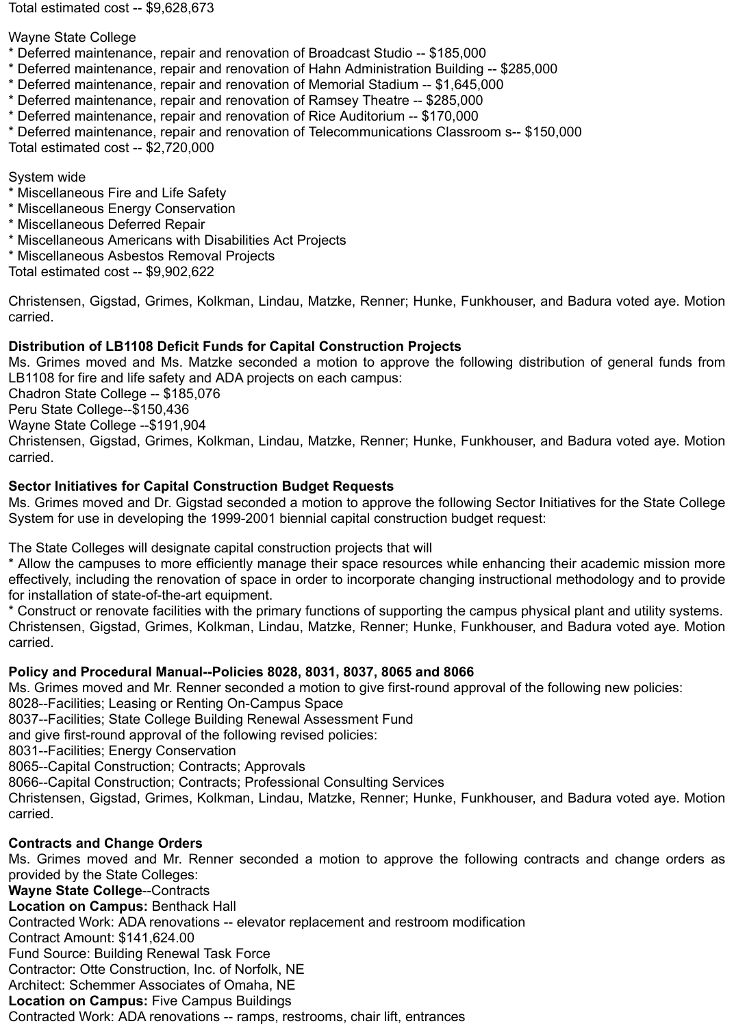Total estimated cost -- $9,628,673

Wayne State College
* Deferred maintenance, repair and renovation of Broadcast Studio -- $185,000
* Deferred maintenance, repair and renovation of Hahn Administration Building -- $285,000
* Deferred maintenance, repair and renovation of Memorial Stadium -- $1,645,000
* Deferred maintenance, repair and renovation of Ramsey Theatre -- $285,000
* Deferred maintenance, repair and renovation of Rice Auditorium -- $170,000
* Deferred maintenance, repair and renovation of Telecommunications Classroom s-- $150,000

Total estimated cost -- $2,720,000

System wide
* Miscellaneous Fire and Life Safety
* Miscellaneous Energy Conservation
* Miscellaneous Deferred Repair
* Miscellaneous Americans with Disabilities Act Projects
* Miscellaneous Asbestos Removal Projects

Total estimated cost -- $9,902,622

Christensen, Gigstad, Grimes, Kolkman, Lindau, Matzke, Renner; Hunke, Funkhouser, and Badura voted aye. Motion carried.

**Distribution of LB1108 Deficit Funds for Capital Construction Projects**
Ms. Grimes moved and Ms. Matzke seconded a motion to approve the following distribution of general funds from LB1108 for fire and life safety and ADA projects on each campus:
Chadron State College -- $185,076
Peru State College--$150,436
Wayne State College --$191,904
Christensen, Gigstad, Grimes, Kolkman, Lindau, Matzke, Renner; Hunke, Funkhouser, and Badura voted aye. Motion carried.

**Sector Initiatives for Capital Construction Budget Requests**
Ms. Grimes moved and Dr. Gigstad seconded a motion to approve the following Sector Initiatives for the State College System for use in developing the 1999-2001 biennial capital construction budget request:

The State Colleges will designate capital construction projects that will
* Allow the campuses to more efficiently manage their space resources while enhancing their academic mission more effectively, including the renovation of space in order to incorporate changing instructional methodology and to provide for installation of state-of-the-art equipment.
* Construct or renovate facilities with the primary functions of supporting the campus physical plant and utility systems.

Christensen, Gigstad, Grimes, Kolkman, Lindau, Matzke, Renner; Hunke, Funkhouser, and Badura voted aye. Motion carried.

**Policy and Procedural Manual--Policies 8028, 8031, 8037, 8065 and 8066**
Ms. Grimes moved and Mr. Renner seconded a motion to give first-round approval of the following new policies:
8028--Facilities; Leasing or Renting On-Campus Space
8037--Facilities; State College Building Renewal Assessment Fund
and give first-round approval of the following revised policies:
8031--Facilities; Energy Conservation
8065--Capital Construction; Contracts; Approvals
8066--Capital Construction; Contracts; Professional Consulting Services
Christensen, Gigstad, Grimes, Kolkman, Lindau, Matzke, Renner; Hunke, Funkhouser, and Badura voted aye. Motion carried.

**Contracts and Change Orders**
Ms. Grimes moved and Mr. Renner seconded a motion to approve the following contracts and change orders as provided by the State Colleges:
**Wayne State College**--Contracts
**Location on Campus:** Benthack Hall
Contracted Work: ADA renovations -- elevator replacement and restroom modification
Contract Amount: $141,624.00
Fund Source: Building Renewal Task Force
Contractor: Otte Construction, Inc. of Norfolk, NE
Architect: Schemmer Associates of Omaha, NE
**Location on Campus:** Five Campus Buildings
Contracted Work: ADA renovations -- ramps, restrooms, chair lift, entrances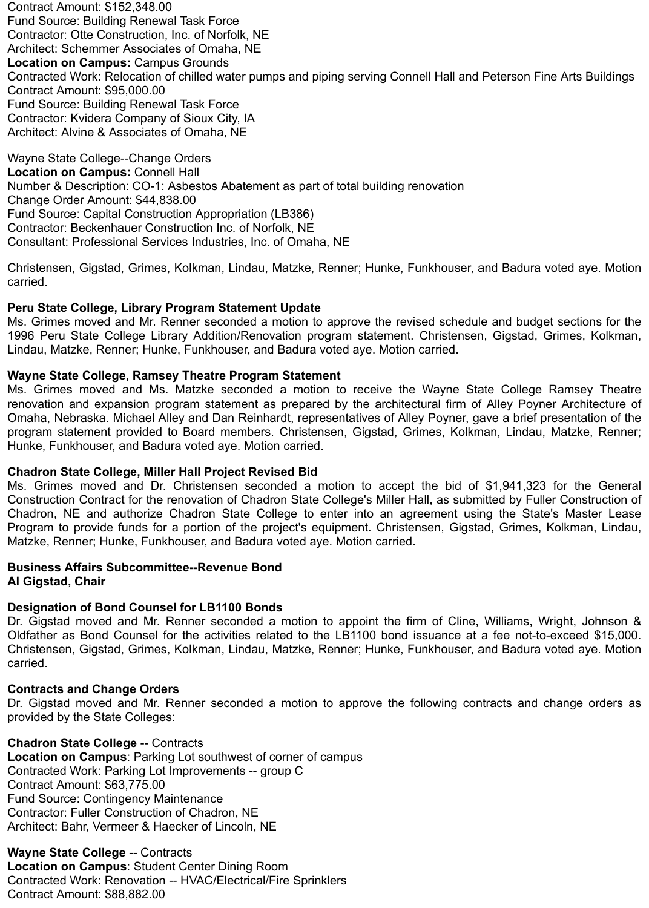Contract Amount: $152,348.00
Fund Source: Building Renewal Task Force
Contractor: Otte Construction, Inc. of Norfolk, NE
Architect: Schemmer Associates of Omaha, NE
**Location on Campus:** Campus Grounds
Contracted Work: Relocation of chilled water pumps and piping serving Connell Hall and Peterson Fine Arts Buildings
Contract Amount: $95,000.00
Fund Source: Building Renewal Task Force
Contractor: Kvidera Company of Sioux City, IA
Architect: Alvine & Associates of Omaha, NE

Wayne State College--Change Orders
**Location on Campus:** Connell Hall
Number & Description: CO-1: Asbestos Abatement as part of total building renovation
Change Order Amount: $44,838.00
Fund Source: Capital Construction Appropriation (LB386)
Contractor: Beckenhauer Construction Inc. of Norfolk, NE
Consultant: Professional Services Industries, Inc. of Omaha, NE

Christensen, Gigstad, Grimes, Kolkman, Lindau, Matzke, Renner; Hunke, Funkhouser, and Badura voted aye. Motion carried.

**Peru State College, Library Program Statement Update**
Ms. Grimes moved and Mr. Renner seconded a motion to approve the revised schedule and budget sections for the 1996 Peru State College Library Addition/Renovation program statement. Christensen, Gigstad, Grimes, Kolkman, Lindau, Matzke, Renner; Hunke, Funkhouser, and Badura voted aye. Motion carried.

**Wayne State College, Ramsey Theatre Program Statement**
Ms. Grimes moved and Ms. Matzke seconded a motion to receive the Wayne State College Ramsey Theatre renovation and expansion program statement as prepared by the architectural firm of Alley Poyner Architecture of Omaha, Nebraska. Michael Alley and Dan Reinhardt, representatives of Alley Poyner, gave a brief presentation of the program statement provided to Board members. Christensen, Gigstad, Grimes, Kolkman, Lindau, Matzke, Renner; Hunke, Funkhouser, and Badura voted aye. Motion carried.

**Chadron State College, Miller Hall Project Revised Bid**
Ms. Grimes moved and Dr. Christensen seconded a motion to accept the bid of $1,941,323 for the General Construction Contract for the renovation of Chadron State College's Miller Hall, as submitted by Fuller Construction of Chadron, NE and authorize Chadron State College to enter into an agreement using the State's Master Lease Program to provide funds for a portion of the project's equipment. Christensen, Gigstad, Grimes, Kolkman, Lindau, Matzke, Renner; Hunke, Funkhouser, and Badura voted aye. Motion carried.

**Business Affairs Subcommittee--Revenue Bond**
**Al Gigstad, Chair**

**Designation of Bond Counsel for LB1100 Bonds**
Dr. Gigstad moved and Mr. Renner seconded a motion to appoint the firm of Cline, Williams, Wright, Johnson & Oldfather as Bond Counsel for the activities related to the LB1100 bond issuance at a fee not-to-exceed $15,000. Christensen, Gigstad, Grimes, Kolkman, Lindau, Matzke, Renner; Hunke, Funkhouser, and Badura voted aye. Motion carried.

**Contracts and Change Orders**
Dr. Gigstad moved and Mr. Renner seconded a motion to approve the following contracts and change orders as provided by the State Colleges:

**Chadron State College** -- Contracts
**Location on Campus**: Parking Lot southwest of corner of campus
Contracted Work: Parking Lot Improvements -- group C
Contract Amount: $63,775.00
Fund Source: Contingency Maintenance
Contractor: Fuller Construction of Chadron, NE
Architect: Bahr, Vermeer & Haecker of Lincoln, NE

**Wayne State College** -- Contracts
**Location on Campus**: Student Center Dining Room
Contracted Work: Renovation -- HVAC/Electrical/Fire Sprinklers
Contract Amount: $88,882.00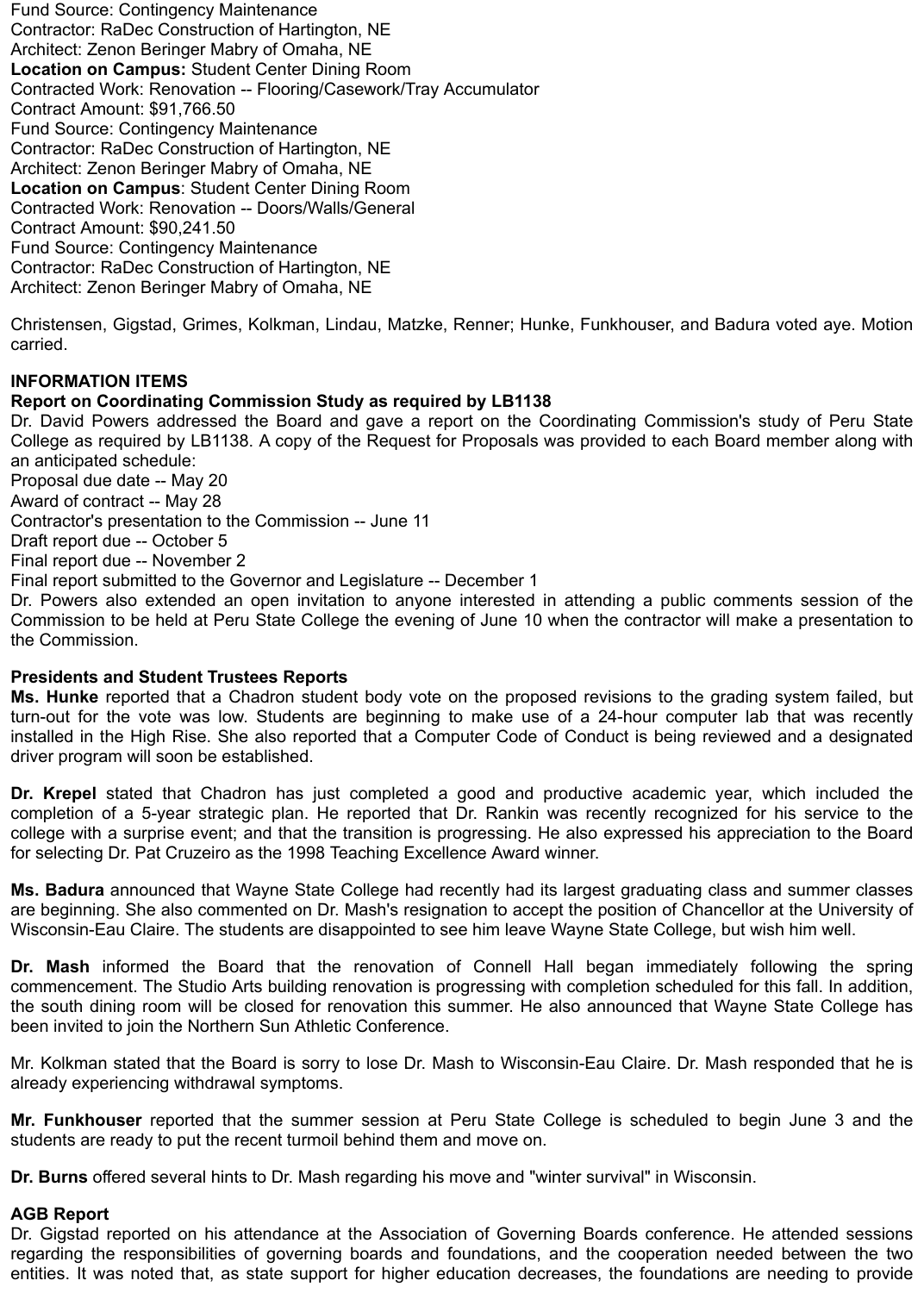Fund Source: Contingency Maintenance
Contractor: RaDec Construction of Hartington, NE
Architect: Zenon Beringer Mabry of Omaha, NE
**Location on Campus:** Student Center Dining Room
Contracted Work: Renovation -- Flooring/Casework/Tray Accumulator
Contract Amount: $91,766.50
Fund Source: Contingency Maintenance
Contractor: RaDec Construction of Hartington, NE
Architect: Zenon Beringer Mabry of Omaha, NE
**Location on Campus**: Student Center Dining Room
Contracted Work: Renovation -- Doors/Walls/General
Contract Amount: $90,241.50
Fund Source: Contingency Maintenance
Contractor: RaDec Construction of Hartington, NE
Architect: Zenon Beringer Mabry of Omaha, NE

Christensen, Gigstad, Grimes, Kolkman, Lindau, Matzke, Renner; Hunke, Funkhouser, and Badura voted aye. Motion carried.

**INFORMATION ITEMS**

**Report on Coordinating Commission Study as required by LB1138**

Dr. David Powers addressed the Board and gave a report on the Coordinating Commission's study of Peru State College as required by LB1138. A copy of the Request for Proposals was provided to each Board member along with an anticipated schedule:
Proposal due date -- May 20
Award of contract -- May 28
Contractor's presentation to the Commission -- June 11
Draft report due -- October 5
Final report due -- November 2
Final report submitted to the Governor and Legislature -- December 1
Dr. Powers also extended an open invitation to anyone interested in attending a public comments session of the Commission to be held at Peru State College the evening of June 10 when the contractor will make a presentation to the Commission.

**Presidents and Student Trustees Reports**

**Ms. Hunke** reported that a Chadron student body vote on the proposed revisions to the grading system failed, but turn-out for the vote was low. Students are beginning to make use of a 24-hour computer lab that was recently installed in the High Rise. She also reported that a Computer Code of Conduct is being reviewed and a designated driver program will soon be established.

**Dr. Krepel** stated that Chadron has just completed a good and productive academic year, which included the completion of a 5-year strategic plan. He reported that Dr. Rankin was recently recognized for his service to the college with a surprise event; and that the transition is progressing. He also expressed his appreciation to the Board for selecting Dr. Pat Cruzeiro as the 1998 Teaching Excellence Award winner.

**Ms. Badura** announced that Wayne State College had recently had its largest graduating class and summer classes are beginning. She also commented on Dr. Mash's resignation to accept the position of Chancellor at the University of Wisconsin-Eau Claire. The students are disappointed to see him leave Wayne State College, but wish him well.

**Dr. Mash** informed the Board that the renovation of Connell Hall began immediately following the spring commencement. The Studio Arts building renovation is progressing with completion scheduled for this fall. In addition, the south dining room will be closed for renovation this summer. He also announced that Wayne State College has been invited to join the Northern Sun Athletic Conference.

Mr. Kolkman stated that the Board is sorry to lose Dr. Mash to Wisconsin-Eau Claire. Dr. Mash responded that he is already experiencing withdrawal symptoms.

**Mr. Funkhouser** reported that the summer session at Peru State College is scheduled to begin June 3 and the students are ready to put the recent turmoil behind them and move on.

**Dr. Burns** offered several hints to Dr. Mash regarding his move and "winter survival" in Wisconsin.

**AGB Report**

Dr. Gigstad reported on his attendance at the Association of Governing Boards conference. He attended sessions regarding the responsibilities of governing boards and foundations, and the cooperation needed between the two entities. It was noted that, as state support for higher education decreases, the foundations are needing to provide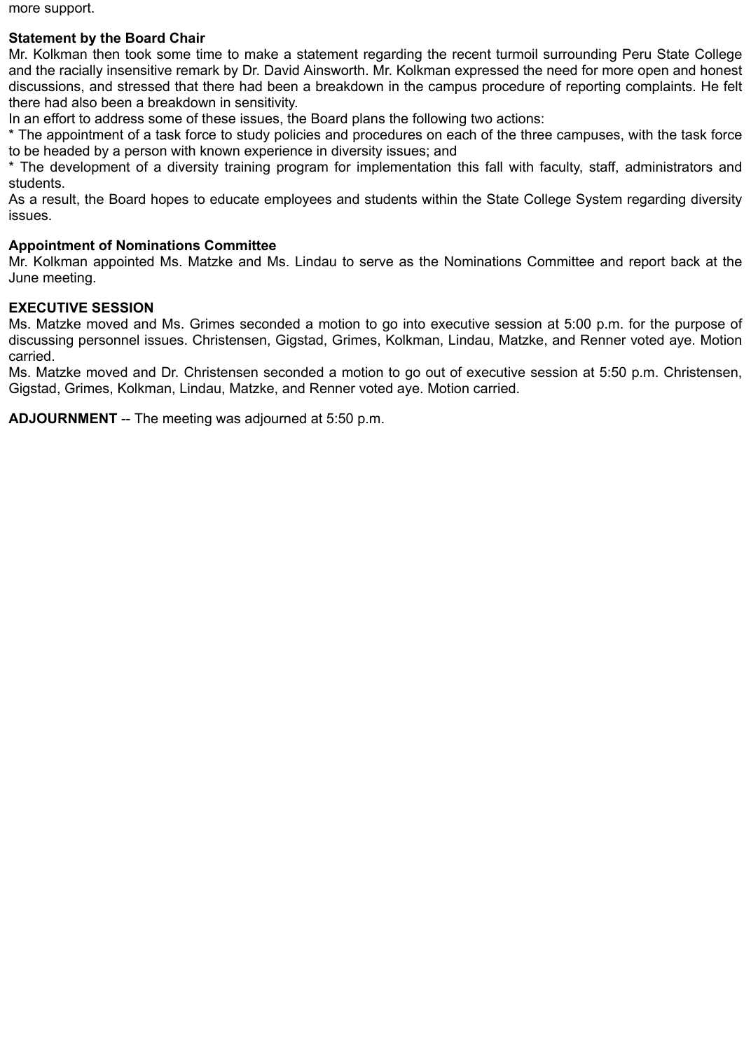more support.

**Statement by the Board Chair**

Mr. Kolkman then took some time to make a statement regarding the recent turmoil surrounding Peru State College and the racially insensitive remark by Dr. David Ainsworth. Mr. Kolkman expressed the need for more open and honest discussions, and stressed that there had been a breakdown in the campus procedure of reporting complaints. He felt there had also been a breakdown in sensitivity.

In an effort to address some of these issues, the Board plans the following two actions:

* The appointment of a task force to study policies and procedures on each of the three campuses, with the task force to be headed by a person with known experience in diversity issues; and
* The development of a diversity training program for implementation this fall with faculty, staff, administrators and students.

As a result, the Board hopes to educate employees and students within the State College System regarding diversity issues.

**Appointment of Nominations Committee**

Mr. Kolkman appointed Ms. Matzke and Ms. Lindau to serve as the Nominations Committee and report back at the June meeting.

**EXECUTIVE SESSION**

Ms. Matzke moved and Ms. Grimes seconded a motion to go into executive session at 5:00 p.m. for the purpose of discussing personnel issues. Christensen, Gigstad, Grimes, Kolkman, Lindau, Matzke, and Renner voted aye. Motion carried.

Ms. Matzke moved and Dr. Christensen seconded a motion to go out of executive session at 5:50 p.m. Christensen, Gigstad, Grimes, Kolkman, Lindau, Matzke, and Renner voted aye. Motion carried.

**ADJOURNMENT** -- The meeting was adjourned at 5:50 p.m.